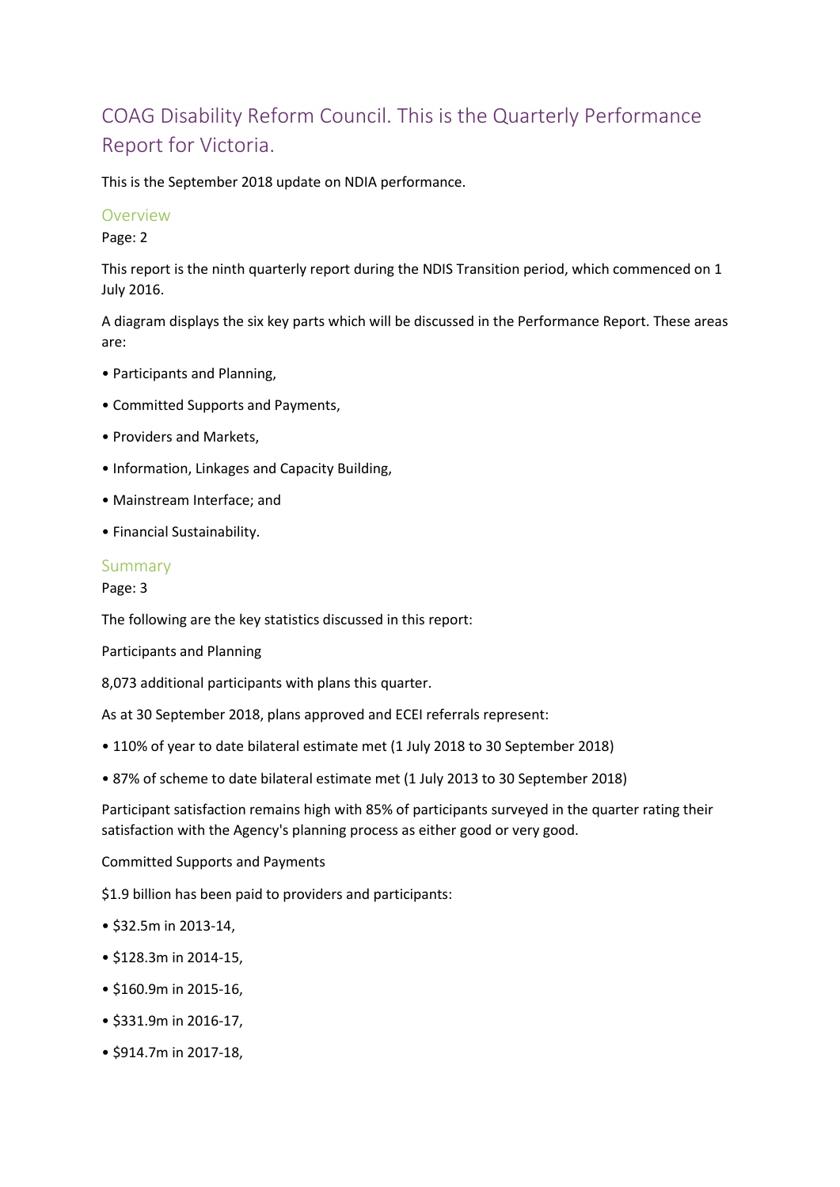# COAG Disability Reform Council. This is the Quarterly Performance Report for Victoria.

This is the September 2018 update on NDIA performance.

## Overview

Page: 2

This report is the ninth quarterly report during the NDIS Transition period, which commenced on 1 July 2016.

A diagram displays the six key parts which will be discussed in the Performance Report. These areas are:

- Participants and Planning,
- Committed Supports and Payments,
- Providers and Markets,
- Information, Linkages and Capacity Building,
- Mainstream Interface; and
- Financial Sustainability.

## Summary

Page: 3

The following are the key statistics discussed in this report:

Participants and Planning

8,073 additional participants with plans this quarter.

As at 30 September 2018, plans approved and ECEI referrals represent:

- 110% of year to date bilateral estimate met (1 July 2018 to 30 September 2018)
- 87% of scheme to date bilateral estimate met (1 July 2013 to 30 September 2018)

Participant satisfaction remains high with 85% of participants surveyed in the quarter rating their satisfaction with the Agency's planning process as either good or very good.

Committed Supports and Payments

$1.9 billion has been paid to providers and participants:

- $32.5m in 2013-14,
- $128.3m in 2014-15,
- $160.9m in 2015-16,
- $331.9m in 2016-17,
- $914.7m in 2017-18,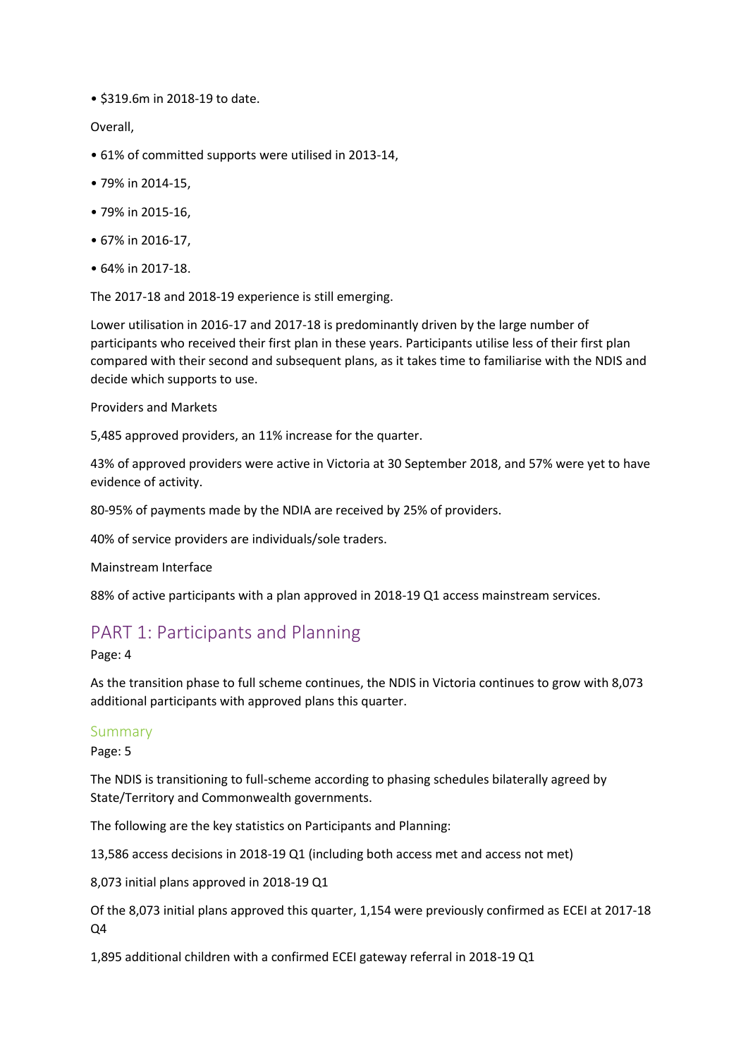• $319.6m in 2018-19 to date.

Overall,

• 61% of committed supports were utilised in 2013-14,

• 79% in 2014-15,

• 79% in 2015-16,

• 67% in 2016-17,

• 64% in 2017-18.

The 2017-18 and 2018-19 experience is still emerging.

Lower utilisation in 2016-17 and 2017-18 is predominantly driven by the large number of participants who received their first plan in these years. Participants utilise less of their first plan compared with their second and subsequent plans, as it takes time to familiarise with the NDIS and decide which supports to use.

Providers and Markets

5,485 approved providers, an 11% increase for the quarter.

43% of approved providers were active in Victoria at 30 September 2018, and 57% were yet to have evidence of activity.

80-95% of payments made by the NDIA are received by 25% of providers.

40% of service providers are individuals/sole traders.

Mainstream Interface

88% of active participants with a plan approved in 2018-19 Q1 access mainstream services.

## PART 1: Participants and Planning

Page: 4

As the transition phase to full scheme continues, the NDIS in Victoria continues to grow with 8,073 additional participants with approved plans this quarter.

### Summary

Page: 5

The NDIS is transitioning to full-scheme according to phasing schedules bilaterally agreed by State/Territory and Commonwealth governments.

The following are the key statistics on Participants and Planning:

13,586 access decisions in 2018-19 Q1 (including both access met and access not met)

8,073 initial plans approved in 2018-19 Q1

Of the 8,073 initial plans approved this quarter, 1,154 were previously confirmed as ECEI at 2017-18 Q4

1,895 additional children with a confirmed ECEI gateway referral in 2018-19 Q1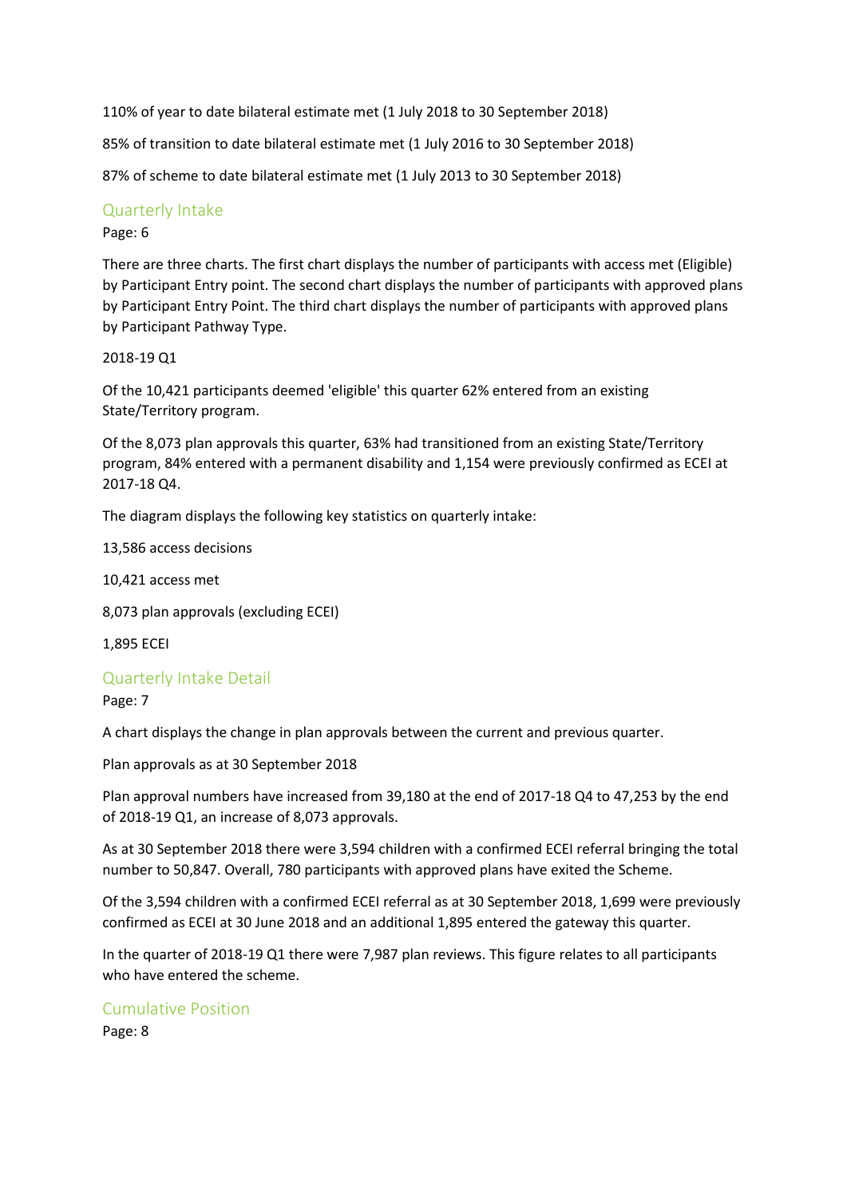110% of year to date bilateral estimate met (1 July 2018 to 30 September 2018)

85% of transition to date bilateral estimate met (1 July 2016 to 30 September 2018)

87% of scheme to date bilateral estimate met (1 July 2013 to 30 September 2018)

## Quarterly Intake

Page: 6

There are three charts. The first chart displays the number of participants with access met (Eligible) by Participant Entry point. The second chart displays the number of participants with approved plans by Participant Entry Point. The third chart displays the number of participants with approved plans by Participant Pathway Type.

2018-19 Q1

Of the 10,421 participants deemed 'eligible' this quarter 62% entered from an existing State/Territory program.

Of the 8,073 plan approvals this quarter, 63% had transitioned from an existing State/Territory program, 84% entered with a permanent disability and 1,154 were previously confirmed as ECEI at 2017-18 Q4.

The diagram displays the following key statistics on quarterly intake:

13,586 access decisions

10,421 access met

8,073 plan approvals (excluding ECEI)

1,895 ECEI

## Quarterly Intake Detail

Page: 7

A chart displays the change in plan approvals between the current and previous quarter.

Plan approvals as at 30 September 2018

Plan approval numbers have increased from 39,180 at the end of 2017-18 Q4 to 47,253 by the end of 2018-19 Q1, an increase of 8,073 approvals.

As at 30 September 2018 there were 3,594 children with a confirmed ECEI referral bringing the total number to 50,847. Overall, 780 participants with approved plans have exited the Scheme.

Of the 3,594 children with a confirmed ECEI referral as at 30 September 2018, 1,699 were previously confirmed as ECEI at 30 June 2018 and an additional 1,895 entered the gateway this quarter.

In the quarter of 2018-19 Q1 there were 7,987 plan reviews. This figure relates to all participants who have entered the scheme.

## Cumulative Position

Page: 8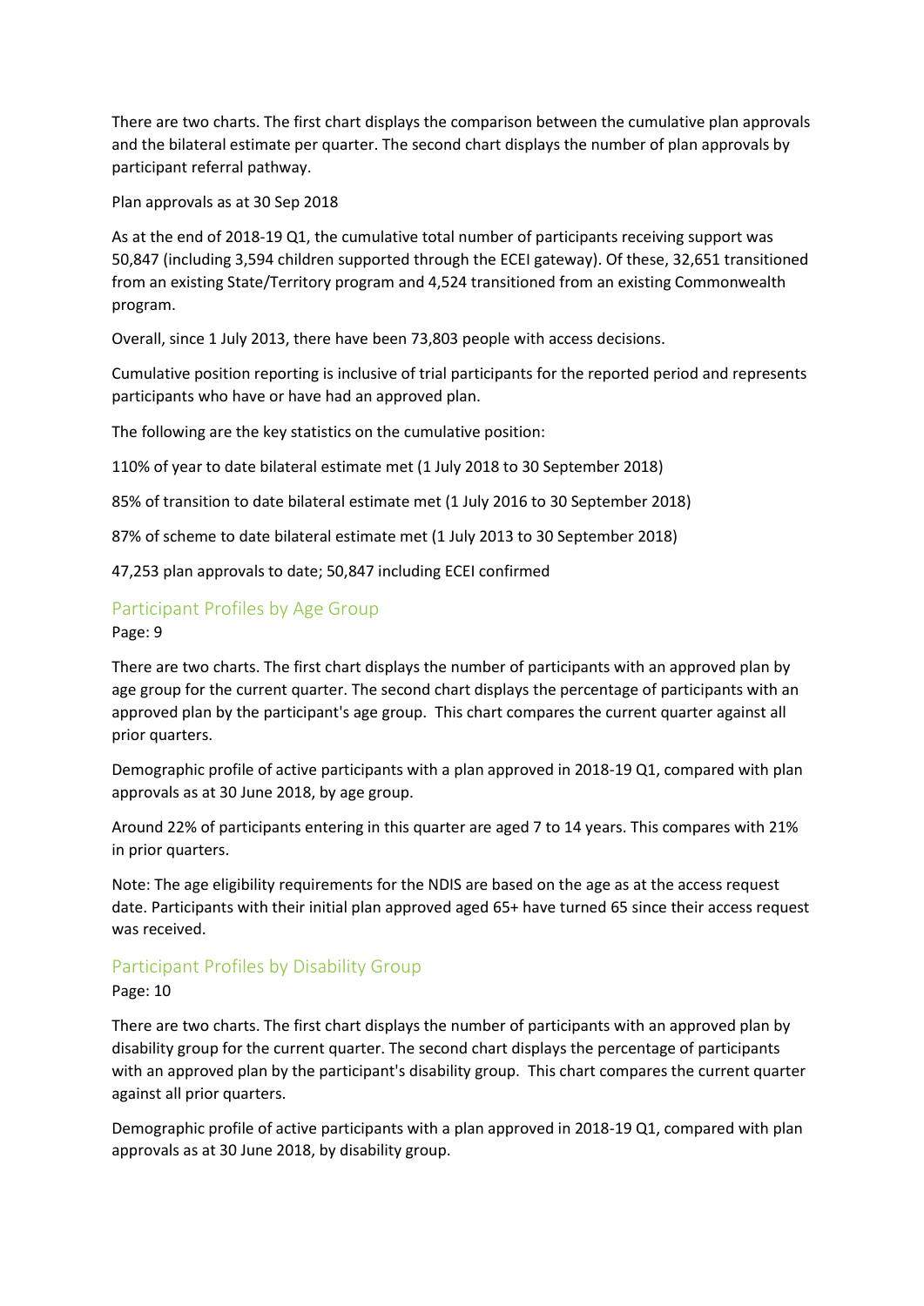There are two charts. The first chart displays the comparison between the cumulative plan approvals and the bilateral estimate per quarter. The second chart displays the number of plan approvals by participant referral pathway.

Plan approvals as at 30 Sep 2018

As at the end of 2018-19 Q1, the cumulative total number of participants receiving support was 50,847 (including 3,594 children supported through the ECEI gateway). Of these, 32,651 transitioned from an existing State/Territory program and 4,524 transitioned from an existing Commonwealth program.

Overall, since 1 July 2013, there have been 73,803 people with access decisions.

Cumulative position reporting is inclusive of trial participants for the reported period and represents participants who have or have had an approved plan.

The following are the key statistics on the cumulative position:

110% of year to date bilateral estimate met (1 July 2018 to 30 September 2018)

85% of transition to date bilateral estimate met (1 July 2016 to 30 September 2018)

87% of scheme to date bilateral estimate met (1 July 2013 to 30 September 2018)

47,253 plan approvals to date; 50,847 including ECEI confirmed

## Participant Profiles by Age Group

Page: 9

There are two charts. The first chart displays the number of participants with an approved plan by age group for the current quarter. The second chart displays the percentage of participants with an approved plan by the participant's age group. This chart compares the current quarter against all prior quarters.

Demographic profile of active participants with a plan approved in 2018-19 Q1, compared with plan approvals as at 30 June 2018, by age group.

Around 22% of participants entering in this quarter are aged 7 to 14 years. This compares with 21% in prior quarters.

Note: The age eligibility requirements for the NDIS are based on the age as at the access request date. Participants with their initial plan approved aged 65+ have turned 65 since their access request was received.

## Participant Profiles by Disability Group

Page: 10

There are two charts. The first chart displays the number of participants with an approved plan by disability group for the current quarter. The second chart displays the percentage of participants with an approved plan by the participant's disability group. This chart compares the current quarter against all prior quarters.

Demographic profile of active participants with a plan approved in 2018-19 Q1, compared with plan approvals as at 30 June 2018, by disability group.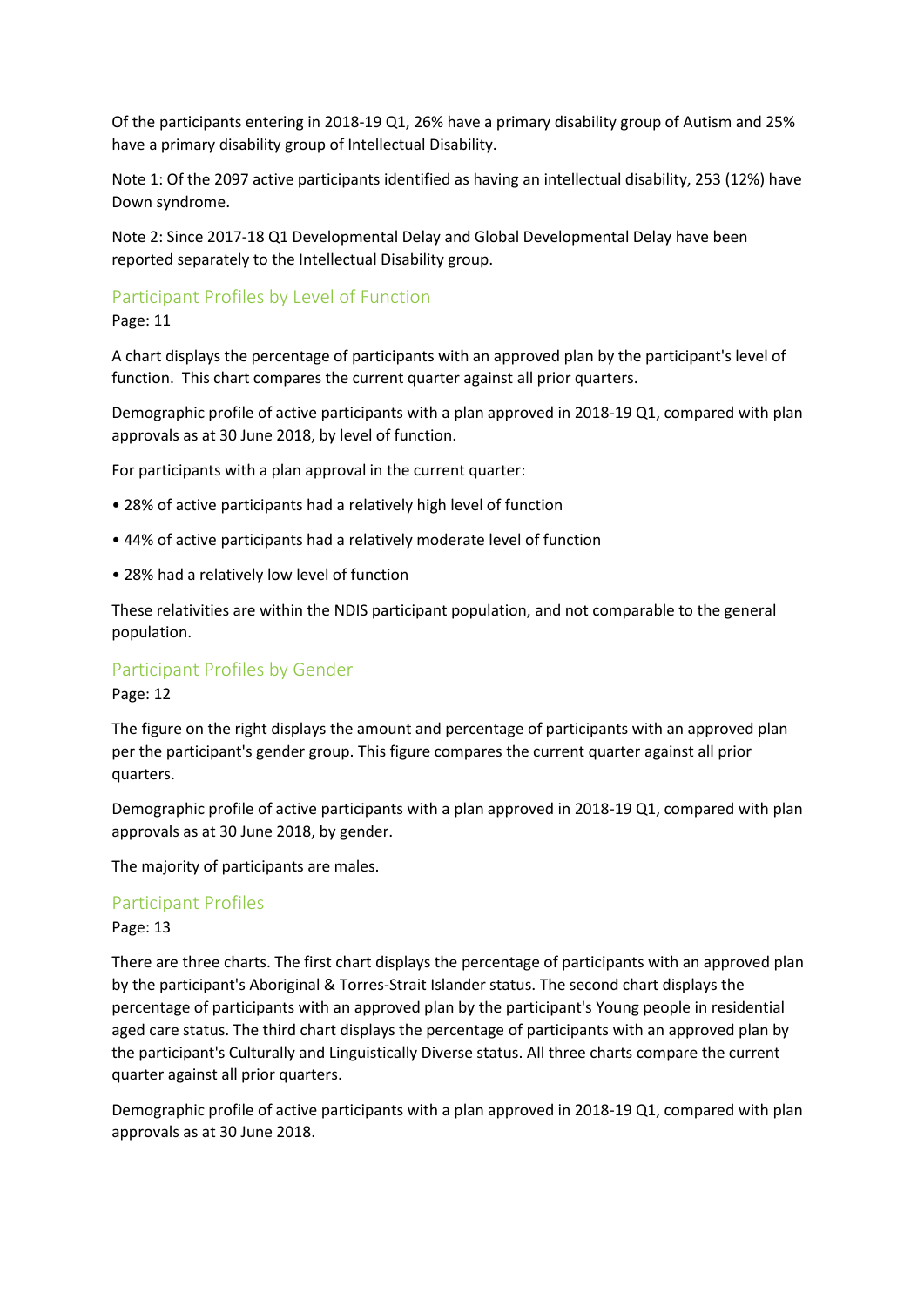Of the participants entering in 2018-19 Q1, 26% have a primary disability group of Autism and 25% have a primary disability group of Intellectual Disability.

Note 1: Of the 2097 active participants identified as having an intellectual disability, 253 (12%) have Down syndrome.

Note 2: Since 2017-18 Q1 Developmental Delay and Global Developmental Delay have been reported separately to the Intellectual Disability group.

## Participant Profiles by Level of Function

Page: 11

A chart displays the percentage of participants with an approved plan by the participant's level of function. This chart compares the current quarter against all prior quarters.

Demographic profile of active participants with a plan approved in 2018-19 Q1, compared with plan approvals as at 30 June 2018, by level of function.

For participants with a plan approval in the current quarter:

- 28% of active participants had a relatively high level of function
- 44% of active participants had a relatively moderate level of function
- 28% had a relatively low level of function

These relativities are within the NDIS participant population, and not comparable to the general population.

## Participant Profiles by Gender

Page: 12

The figure on the right displays the amount and percentage of participants with an approved plan per the participant's gender group. This figure compares the current quarter against all prior quarters.

Demographic profile of active participants with a plan approved in 2018-19 Q1, compared with plan approvals as at 30 June 2018, by gender.

The majority of participants are males.

## Participant Profiles

Page: 13

There are three charts. The first chart displays the percentage of participants with an approved plan by the participant's Aboriginal & Torres-Strait Islander status. The second chart displays the percentage of participants with an approved plan by the participant's Young people in residential aged care status. The third chart displays the percentage of participants with an approved plan by the participant's Culturally and Linguistically Diverse status. All three charts compare the current quarter against all prior quarters.

Demographic profile of active participants with a plan approved in 2018-19 Q1, compared with plan approvals as at 30 June 2018.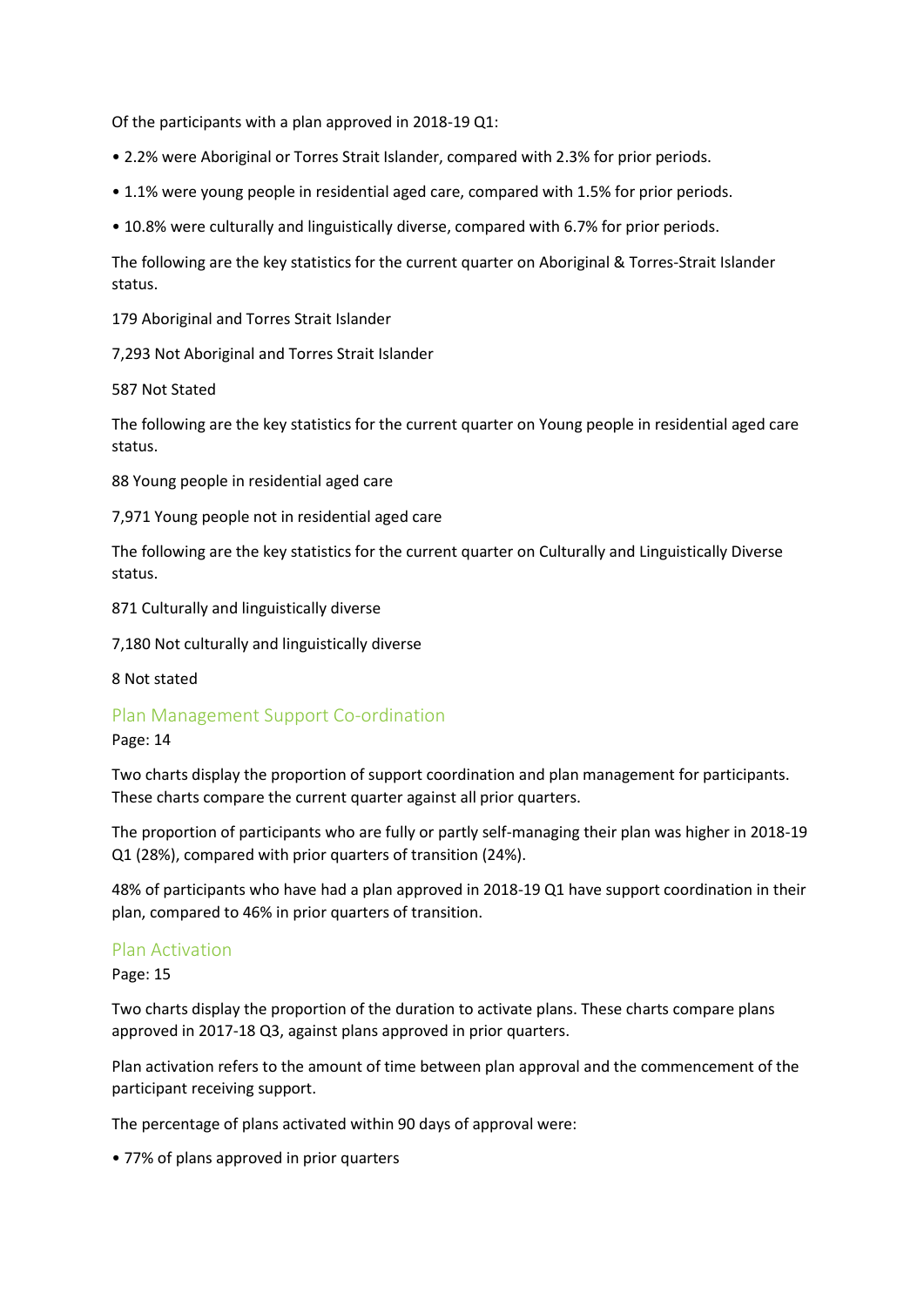Of the participants with a plan approved in 2018-19 Q1:

- 2.2% were Aboriginal or Torres Strait Islander, compared with 2.3% for prior periods.
- 1.1% were young people in residential aged care, compared with 1.5% for prior periods.
- 10.8% were culturally and linguistically diverse, compared with 6.7% for prior periods.

The following are the key statistics for the current quarter on Aboriginal & Torres-Strait Islander status.

179 Aboriginal and Torres Strait Islander

7,293 Not Aboriginal and Torres Strait Islander

587 Not Stated

The following are the key statistics for the current quarter on Young people in residential aged care status.

88 Young people in residential aged care

7,971 Young people not in residential aged care

The following are the key statistics for the current quarter on Culturally and Linguistically Diverse status.

871 Culturally and linguistically diverse

7,180 Not culturally and linguistically diverse

8 Not stated

## Plan Management Support Co-ordination

Page: 14

Two charts display the proportion of support coordination and plan management for participants. These charts compare the current quarter against all prior quarters.

The proportion of participants who are fully or partly self-managing their plan was higher in 2018-19 Q1 (28%), compared with prior quarters of transition (24%).

48% of participants who have had a plan approved in 2018-19 Q1 have support coordination in their plan, compared to 46% in prior quarters of transition.

## Plan Activation

Page: 15

Two charts display the proportion of the duration to activate plans. These charts compare plans approved in 2017-18 Q3, against plans approved in prior quarters.

Plan activation refers to the amount of time between plan approval and the commencement of the participant receiving support.

The percentage of plans activated within 90 days of approval were:

- 77% of plans approved in prior quarters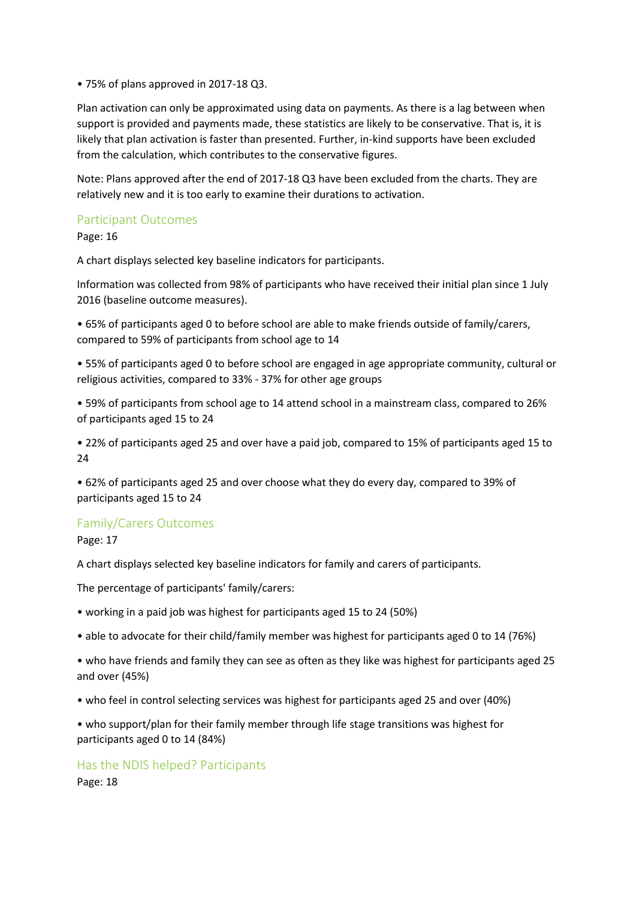• 75% of plans approved in 2017-18 Q3.

Plan activation can only be approximated using data on payments. As there is a lag between when support is provided and payments made, these statistics are likely to be conservative. That is, it is likely that plan activation is faster than presented. Further, in-kind supports have been excluded from the calculation, which contributes to the conservative figures.

Note: Plans approved after the end of 2017-18 Q3 have been excluded from the charts. They are relatively new and it is too early to examine their durations to activation.

## Participant Outcomes

Page: 16

A chart displays selected key baseline indicators for participants.

Information was collected from 98% of participants who have received their initial plan since 1 July 2016 (baseline outcome measures).

• 65% of participants aged 0 to before school are able to make friends outside of family/carers, compared to 59% of participants from school age to 14

• 55% of participants aged 0 to before school are engaged in age appropriate community, cultural or religious activities, compared to 33% - 37% for other age groups

• 59% of participants from school age to 14 attend school in a mainstream class, compared to 26% of participants aged 15 to 24

• 22% of participants aged 25 and over have a paid job, compared to 15% of participants aged 15 to 24

• 62% of participants aged 25 and over choose what they do every day, compared to 39% of participants aged 15 to 24

## Family/Carers Outcomes

Page: 17

A chart displays selected key baseline indicators for family and carers of participants.

The percentage of participants' family/carers:

• working in a paid job was highest for participants aged 15 to 24 (50%)

• able to advocate for their child/family member was highest for participants aged 0 to 14 (76%)

• who have friends and family they can see as often as they like was highest for participants aged 25 and over (45%)

• who feel in control selecting services was highest for participants aged 25 and over (40%)

• who support/plan for their family member through life stage transitions was highest for participants aged 0 to 14 (84%)

## Has the NDIS helped? Participants

Page: 18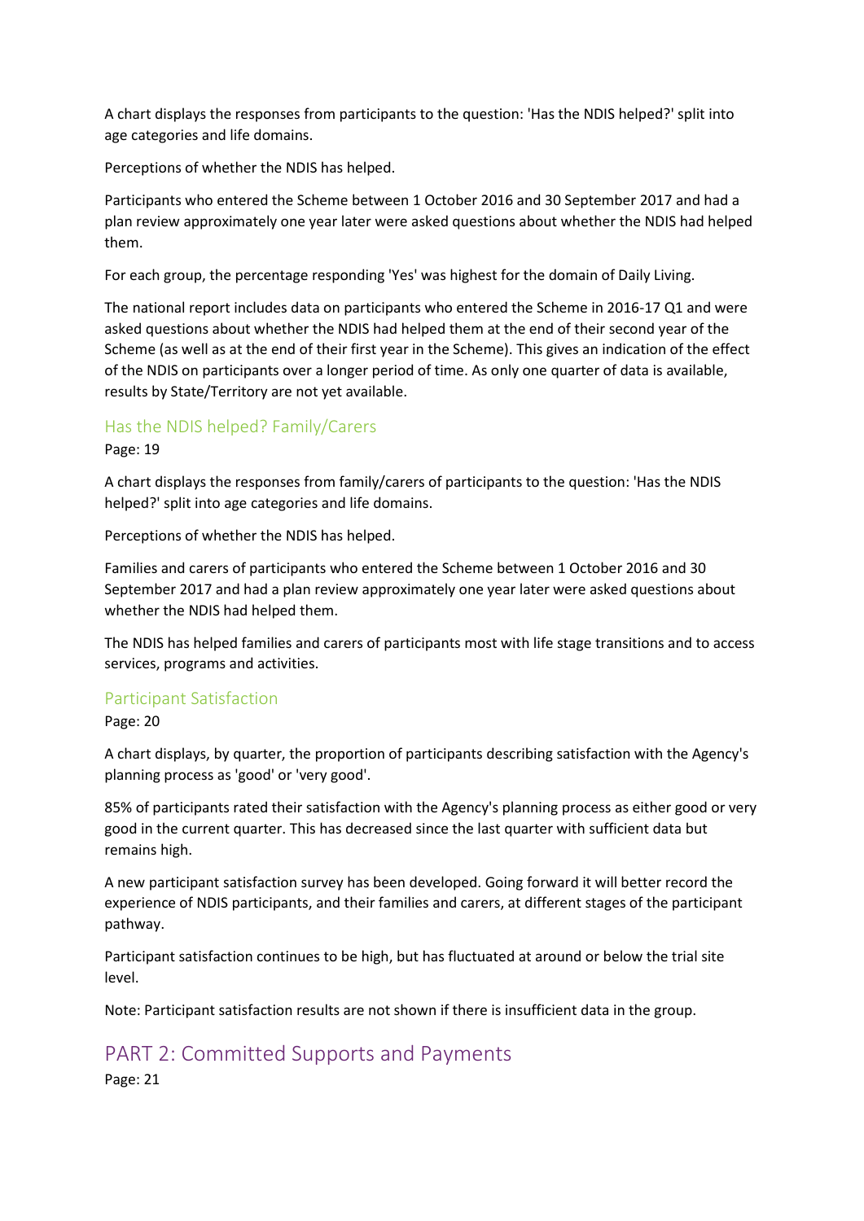A chart displays the responses from participants to the question: 'Has the NDIS helped?' split into age categories and life domains.

Perceptions of whether the NDIS has helped.

Participants who entered the Scheme between 1 October 2016 and 30 September 2017 and had a plan review approximately one year later were asked questions about whether the NDIS had helped them.

For each group, the percentage responding 'Yes' was highest for the domain of Daily Living.

The national report includes data on participants who entered the Scheme in 2016-17 Q1 and were asked questions about whether the NDIS had helped them at the end of their second year of the Scheme (as well as at the end of their first year in the Scheme). This gives an indication of the effect of the NDIS on participants over a longer period of time. As only one quarter of data is available, results by State/Territory are not yet available.

### Has the NDIS helped? Family/Carers

Page: 19

A chart displays the responses from family/carers of participants to the question: 'Has the NDIS helped?' split into age categories and life domains.

Perceptions of whether the NDIS has helped.

Families and carers of participants who entered the Scheme between 1 October 2016 and 30 September 2017 and had a plan review approximately one year later were asked questions about whether the NDIS had helped them.

The NDIS has helped families and carers of participants most with life stage transitions and to access services, programs and activities.

### Participant Satisfaction

Page: 20

A chart displays, by quarter, the proportion of participants describing satisfaction with the Agency's planning process as 'good' or 'very good'.

85% of participants rated their satisfaction with the Agency's planning process as either good or very good in the current quarter. This has decreased since the last quarter with sufficient data but remains high.

A new participant satisfaction survey has been developed. Going forward it will better record the experience of NDIS participants, and their families and carers, at different stages of the participant pathway.

Participant satisfaction continues to be high, but has fluctuated at around or below the trial site level.

Note: Participant satisfaction results are not shown if there is insufficient data in the group.

## PART 2: Committed Supports and Payments

Page: 21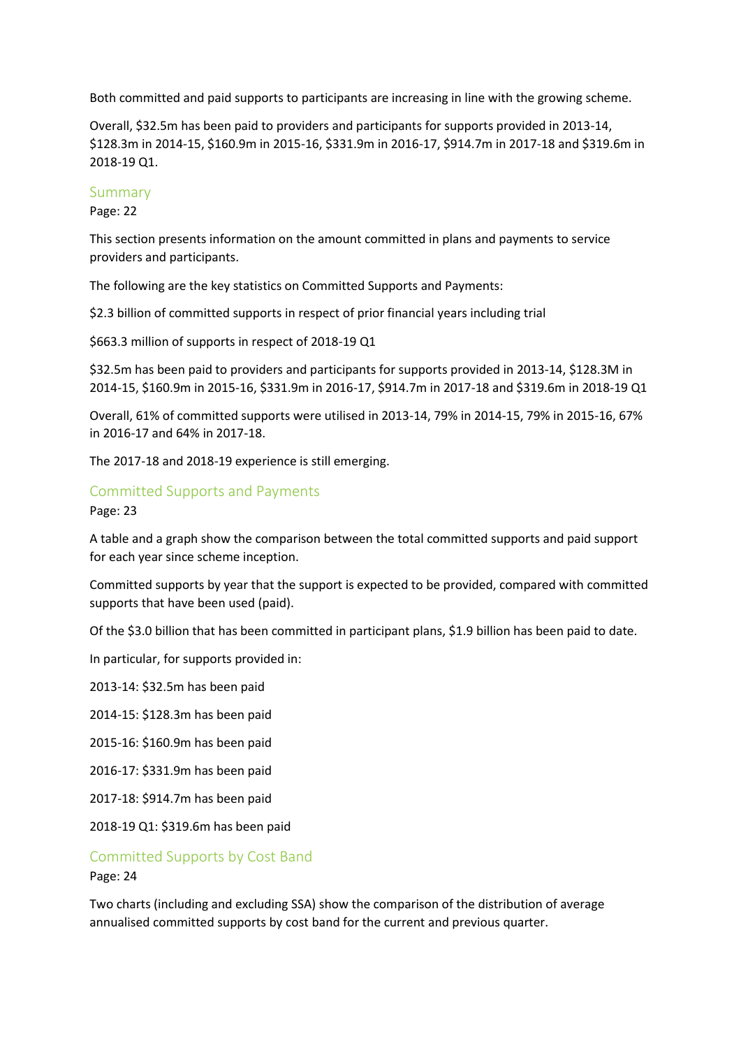Both committed and paid supports to participants are increasing in line with the growing scheme.

Overall, $32.5m has been paid to providers and participants for supports provided in 2013-14, $128.3m in 2014-15, $160.9m in 2015-16, $331.9m in 2016-17, $914.7m in 2017-18 and $319.6m in 2018-19 Q1.

## Summary

Page: 22

This section presents information on the amount committed in plans and payments to service providers and participants.

The following are the key statistics on Committed Supports and Payments:

$2.3 billion of committed supports in respect of prior financial years including trial

$663.3 million of supports in respect of 2018-19 Q1

$32.5m has been paid to providers and participants for supports provided in 2013-14, $128.3M in 2014-15, $160.9m in 2015-16, $331.9m in 2016-17, $914.7m in 2017-18 and $319.6m in 2018-19 Q1

Overall, 61% of committed supports were utilised in 2013-14, 79% in 2014-15, 79% in 2015-16, 67% in 2016-17 and 64% in 2017-18.

The 2017-18 and 2018-19 experience is still emerging.

## Committed Supports and Payments

Page: 23

A table and a graph show the comparison between the total committed supports and paid support for each year since scheme inception.

Committed supports by year that the support is expected to be provided, compared with committed supports that have been used (paid).

Of the $3.0 billion that has been committed in participant plans, $1.9 billion has been paid to date.

In particular, for supports provided in:

2013-14: $32.5m has been paid

2014-15: $128.3m has been paid

2015-16: $160.9m has been paid

2016-17: $331.9m has been paid

2017-18: $914.7m has been paid

2018-19 Q1: $319.6m has been paid

## Committed Supports by Cost Band

Page: 24

Two charts (including and excluding SSA) show the comparison of the distribution of average annualised committed supports by cost band for the current and previous quarter.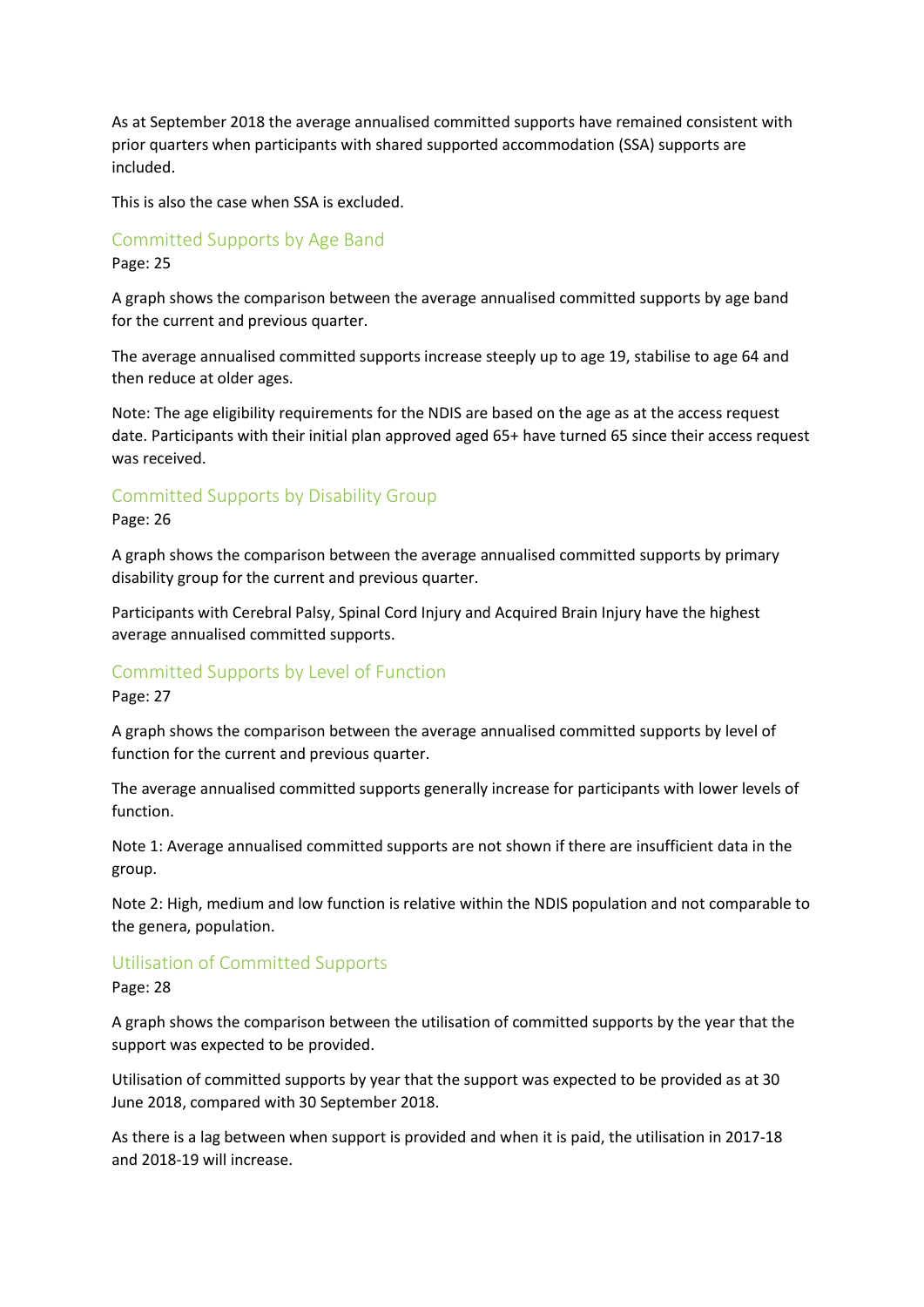As at September 2018 the average annualised committed supports have remained consistent with prior quarters when participants with shared supported accommodation (SSA) supports are included.

This is also the case when SSA is excluded.

## Committed Supports by Age Band

Page: 25

A graph shows the comparison between the average annualised committed supports by age band for the current and previous quarter.

The average annualised committed supports increase steeply up to age 19, stabilise to age 64 and then reduce at older ages.

Note: The age eligibility requirements for the NDIS are based on the age as at the access request date. Participants with their initial plan approved aged 65+ have turned 65 since their access request was received.

## Committed Supports by Disability Group

Page: 26

A graph shows the comparison between the average annualised committed supports by primary disability group for the current and previous quarter.

Participants with Cerebral Palsy, Spinal Cord Injury and Acquired Brain Injury have the highest average annualised committed supports.

## Committed Supports by Level of Function

Page: 27

A graph shows the comparison between the average annualised committed supports by level of function for the current and previous quarter.

The average annualised committed supports generally increase for participants with lower levels of function.

Note 1: Average annualised committed supports are not shown if there are insufficient data in the group.

Note 2: High, medium and low function is relative within the NDIS population and not comparable to the genera, population.

## Utilisation of Committed Supports

Page: 28

A graph shows the comparison between the utilisation of committed supports by the year that the support was expected to be provided.

Utilisation of committed supports by year that the support was expected to be provided as at 30 June 2018, compared with 30 September 2018.

As there is a lag between when support is provided and when it is paid, the utilisation in 2017-18 and 2018-19 will increase.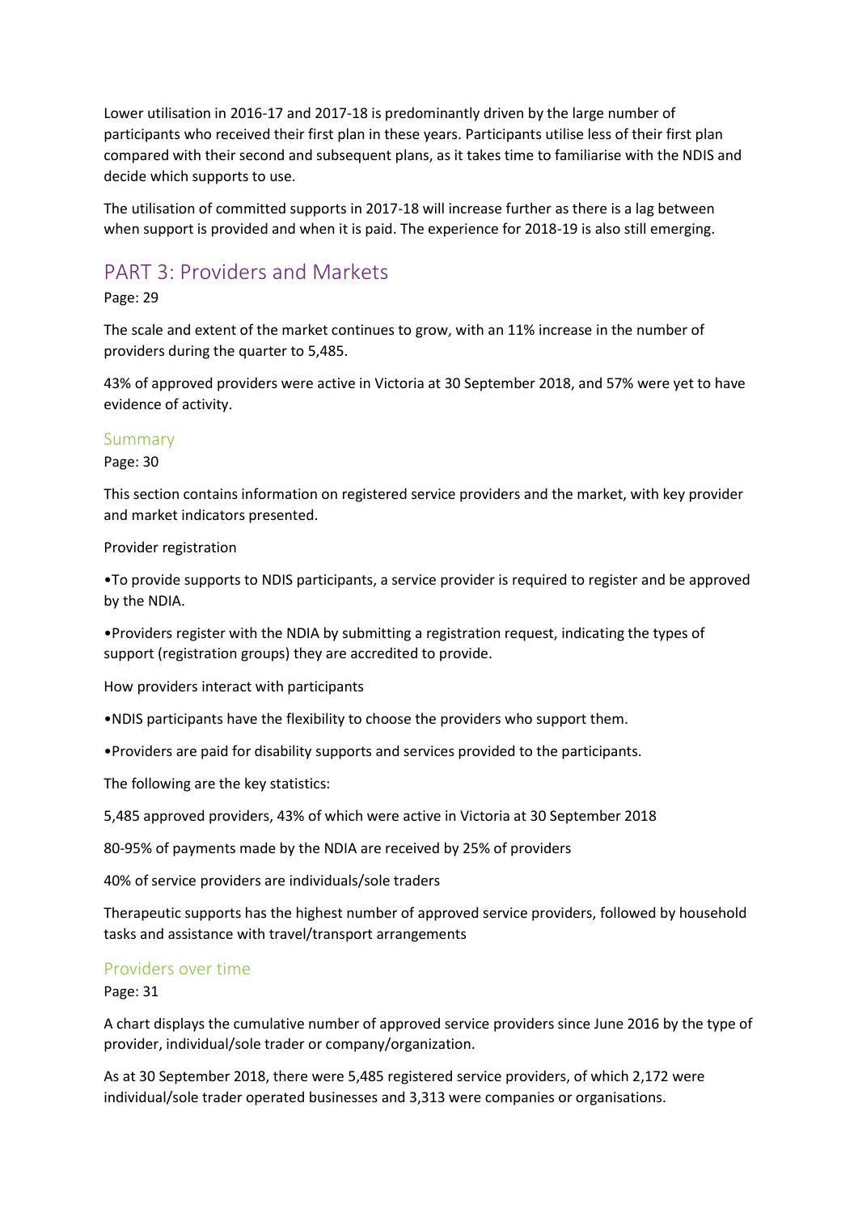Lower utilisation in 2016-17 and 2017-18 is predominantly driven by the large number of participants who received their first plan in these years. Participants utilise less of their first plan compared with their second and subsequent plans, as it takes time to familiarise with the NDIS and decide which supports to use.

The utilisation of committed supports in 2017-18 will increase further as there is a lag between when support is provided and when it is paid. The experience for 2018-19 is also still emerging.

# PART 3: Providers and Markets

Page: 29

The scale and extent of the market continues to grow, with an 11% increase in the number of providers during the quarter to 5,485.

43% of approved providers were active in Victoria at 30 September 2018, and 57% were yet to have evidence of activity.

## Summary

Page: 30

This section contains information on registered service providers and the market, with key provider and market indicators presented.

Provider registration

•To provide supports to NDIS participants, a service provider is required to register and be approved by the NDIA.

•Providers register with the NDIA by submitting a registration request, indicating the types of support (registration groups) they are accredited to provide.

How providers interact with participants

•NDIS participants have the flexibility to choose the providers who support them.

•Providers are paid for disability supports and services provided to the participants.

The following are the key statistics:

5,485 approved providers, 43% of which were active in Victoria at 30 September 2018

80-95% of payments made by the NDIA are received by 25% of providers

40% of service providers are individuals/sole traders

Therapeutic supports has the highest number of approved service providers, followed by household tasks and assistance with travel/transport arrangements

## Providers over time

Page: 31

A chart displays the cumulative number of approved service providers since June 2016 by the type of provider, individual/sole trader or company/organization.

As at 30 September 2018, there were 5,485 registered service providers, of which 2,172 were individual/sole trader operated businesses and 3,313 were companies or organisations.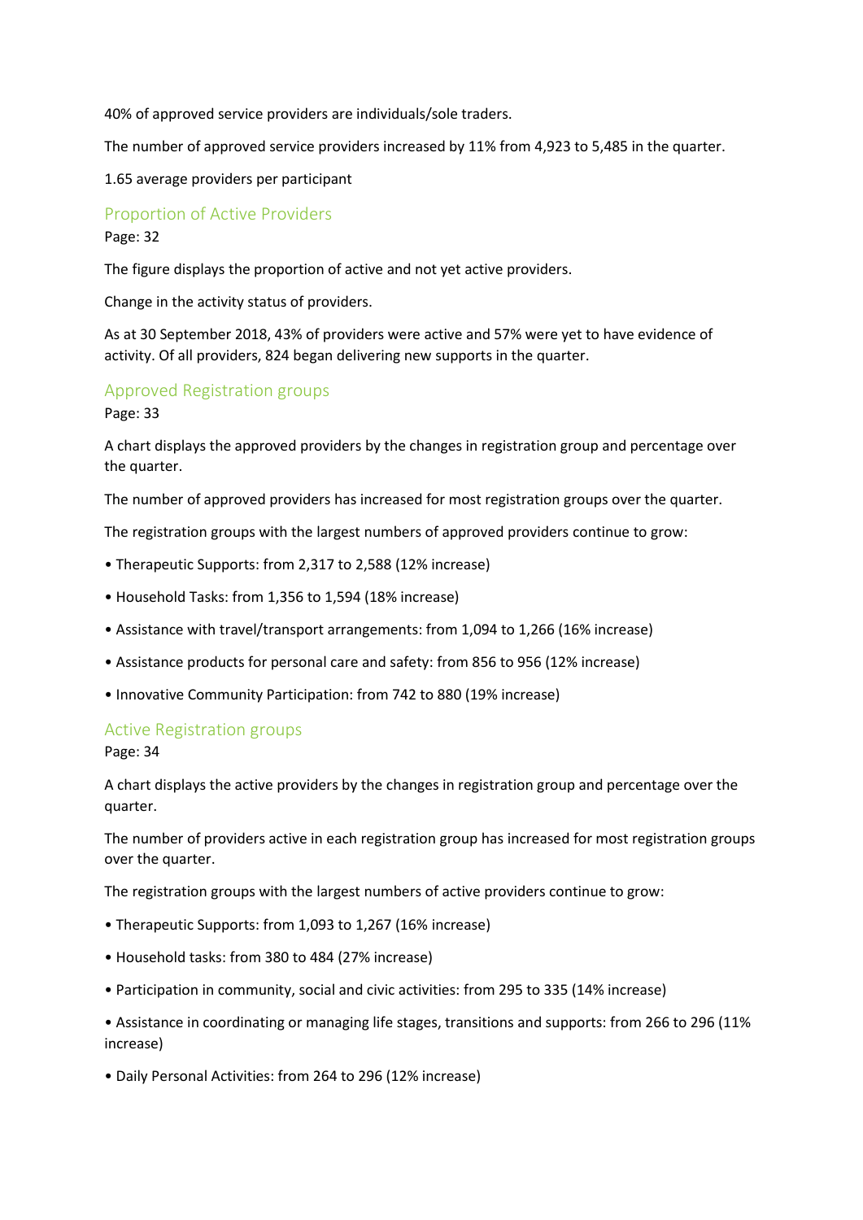40% of approved service providers are individuals/sole traders.

The number of approved service providers increased by 11% from 4,923 to 5,485 in the quarter.

1.65 average providers per participant

## Proportion of Active Providers

Page: 32

The figure displays the proportion of active and not yet active providers.

Change in the activity status of providers.

As at 30 September 2018, 43% of providers were active and 57% were yet to have evidence of activity. Of all providers, 824 began delivering new supports in the quarter.

## Approved Registration groups

Page: 33

A chart displays the approved providers by the changes in registration group and percentage over the quarter.

The number of approved providers has increased for most registration groups over the quarter.

The registration groups with the largest numbers of approved providers continue to grow:

- Therapeutic Supports: from 2,317 to 2,588 (12% increase)
- Household Tasks: from 1,356 to 1,594 (18% increase)
- Assistance with travel/transport arrangements: from 1,094 to 1,266 (16% increase)
- Assistance products for personal care and safety: from 856 to 956 (12% increase)
- Innovative Community Participation: from 742 to 880 (19% increase)

## Active Registration groups

Page: 34

A chart displays the active providers by the changes in registration group and percentage over the quarter.

The number of providers active in each registration group has increased for most registration groups over the quarter.

The registration groups with the largest numbers of active providers continue to grow:

- Therapeutic Supports: from 1,093 to 1,267 (16% increase)
- Household tasks: from 380 to 484 (27% increase)
- Participation in community, social and civic activities: from 295 to 335 (14% increase)
- Assistance in coordinating or managing life stages, transitions and supports: from 266 to 296 (11% increase)
- Daily Personal Activities: from 264 to 296 (12% increase)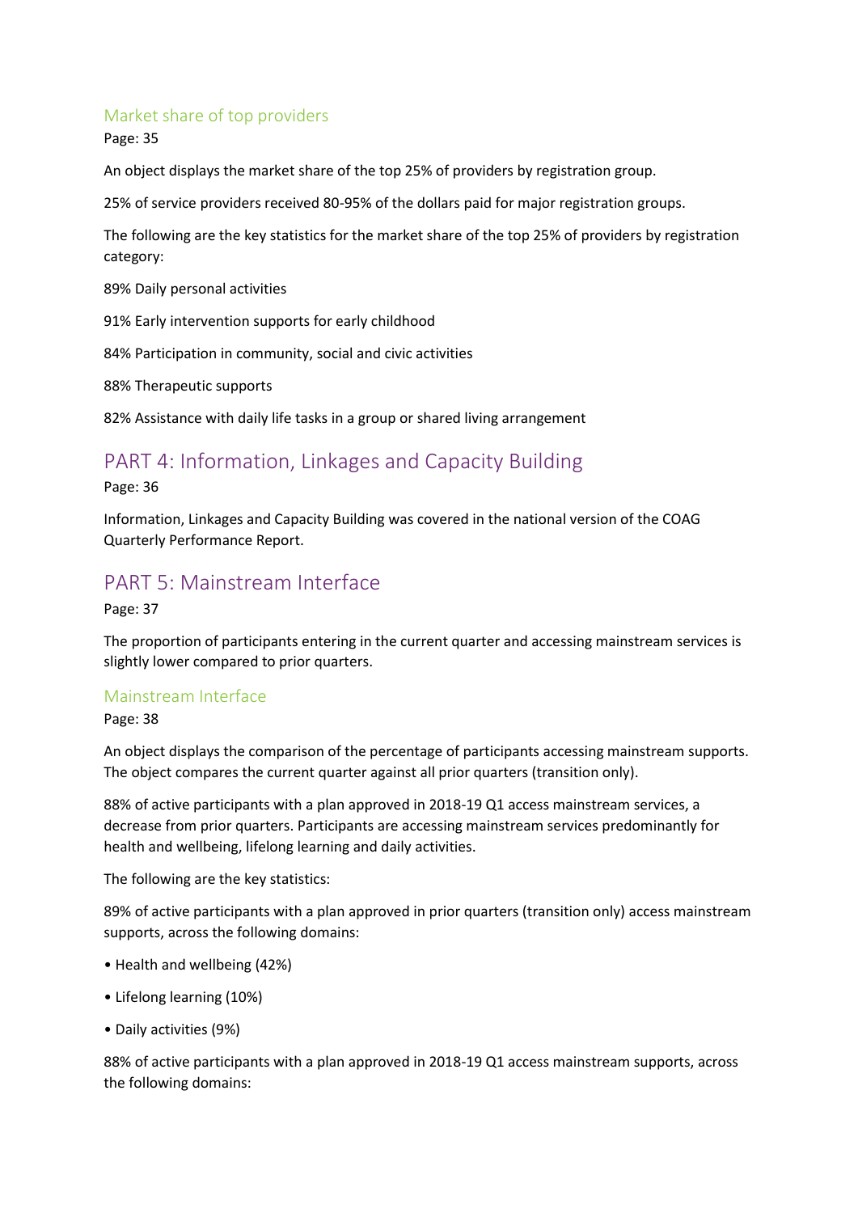### Market share of top providers

Page: 35

An object displays the market share of the top 25% of providers by registration group.

25% of service providers received 80-95% of the dollars paid for major registration groups.

The following are the key statistics for the market share of the top 25% of providers by registration category:

89% Daily personal activities

91% Early intervention supports for early childhood

84% Participation in community, social and civic activities

88% Therapeutic supports

82% Assistance with daily life tasks in a group or shared living arrangement

## PART 4: Information, Linkages and Capacity Building

Page: 36

Information, Linkages and Capacity Building was covered in the national version of the COAG Quarterly Performance Report.

## PART 5: Mainstream Interface

Page: 37

The proportion of participants entering in the current quarter and accessing mainstream services is slightly lower compared to prior quarters.

### Mainstream Interface

Page: 38

An object displays the comparison of the percentage of participants accessing mainstream supports. The object compares the current quarter against all prior quarters (transition only).

88% of active participants with a plan approved in 2018-19 Q1 access mainstream services, a decrease from prior quarters. Participants are accessing mainstream services predominantly for health and wellbeing, lifelong learning and daily activities.

The following are the key statistics:

89% of active participants with a plan approved in prior quarters (transition only) access mainstream supports, across the following domains:

- Health and wellbeing (42%)
- Lifelong learning (10%)
- Daily activities (9%)

88% of active participants with a plan approved in 2018-19 Q1 access mainstream supports, across the following domains: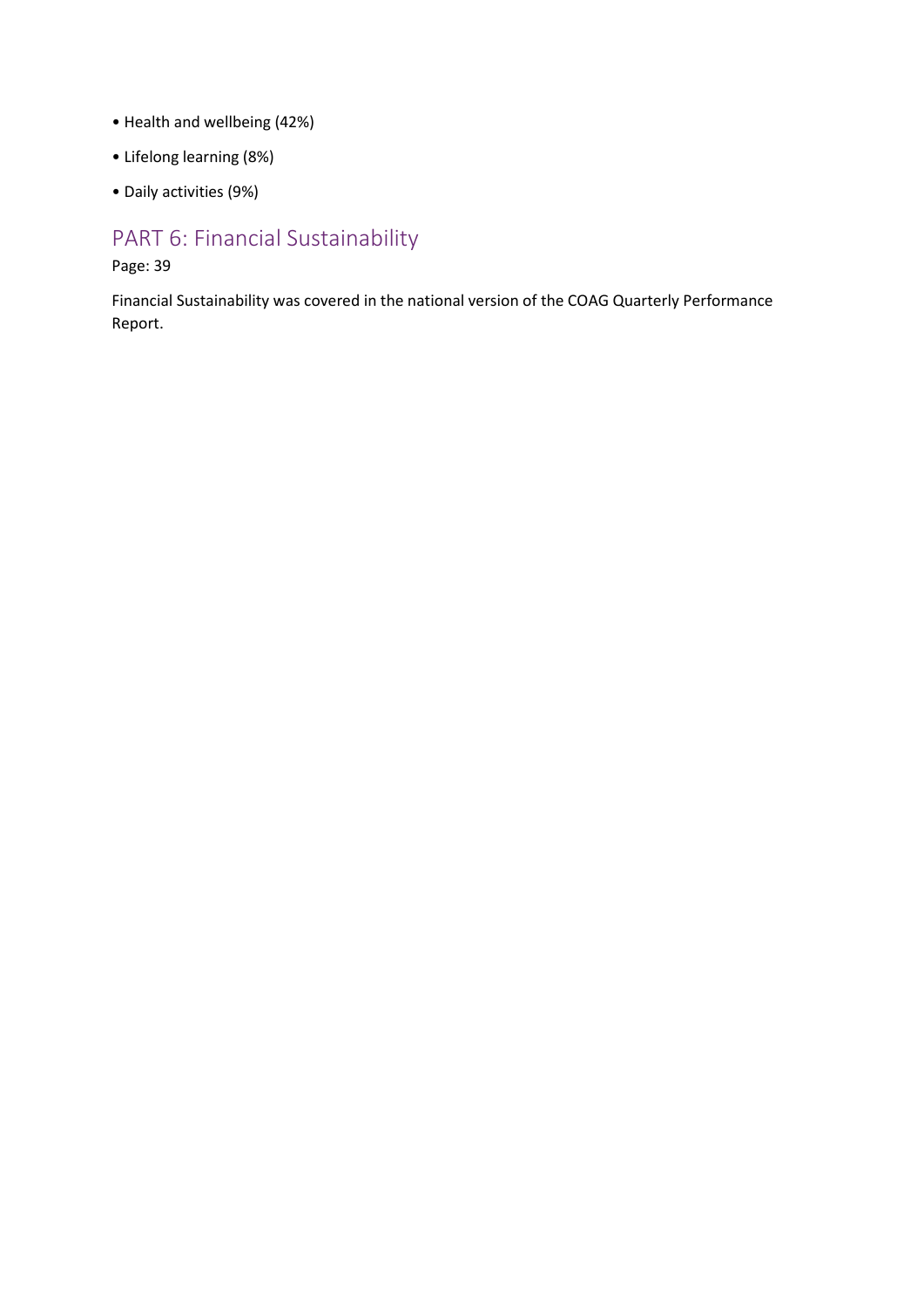- Health and wellbeing (42%)
- Lifelong learning (8%)
- Daily activities (9%)

## PART 6: Financial Sustainability

Page: 39

Financial Sustainability was covered in the national version of the COAG Quarterly Performance Report.